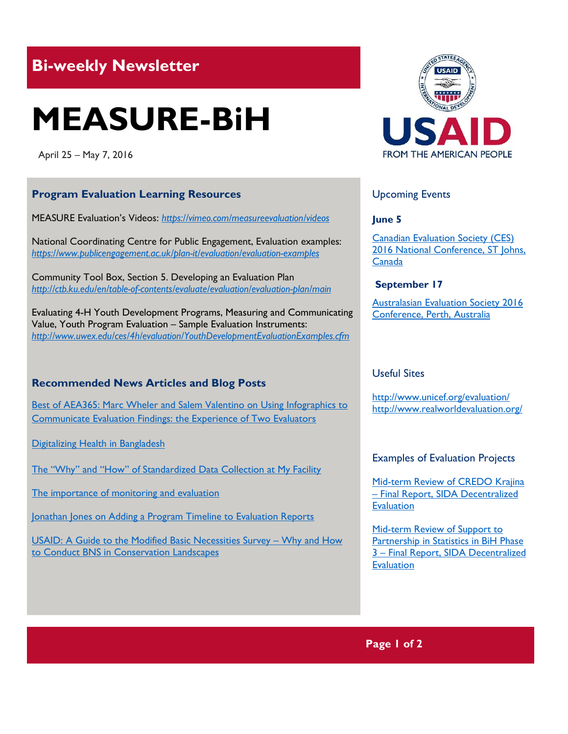## Bi-weekly Newsletter

# MEASURE-BiH

April 25 – May 7, 2016

### Program Evaluation Learning Resources

MEASURE Evaluation's Videos: *https://vimeo.com/measureevaluation/videos*

National Coordinating Centre for Public Engagement, Evaluation examples: *https://www.publicengagement.ac.uk/plan-it/evaluation/evaluation-examples*

Community Tool Box, Section 5. Developing an Evaluation Plan *http://ctb.ku.edu/en/table-of-contents/evaluate/evaluation/evaluation-plan/main*

Evaluating 4-H Youth Development Programs, Measuring and Communicating Value, Youth Program Evaluation – Sample Evaluation Instruments: *http://www.uwex.edu/ces/4h/evaluation/YouthDevelopmentEvaluationExamples.cfm*

### Recommended News Articles and Blog Posts

Best of AEA365: Marc Wheler and Salem Valentino on Using Infographics to Communicate Evaluation Findings: the Experience of Two Evaluators

Digitalizing Health in Bangladesh

The "Why" and "How" of Standardized Data Collection at My Facility

The importance of monitoring and evaluation

Jonathan Jones on Adding a Program Timeline to Evaluation Reports

USAID: A Guide to the Modified Basic Necessities Survey – Why and How to Conduct BNS in Conservation Landscapes

### Upcoming Events

**June 5**

Canadian Evaluation Society (CES) 2016 National Conference, ST Johns, Canada

**September 17**

Australasian Evaluation Society 2016 Conference, Perth, Australia

### Useful Sites

http://www.unicef.org/evaluation/
http://www.realworldevaluation.org/

### Examples of Evaluation Projects

Mid-term Review of CREDO Krajina – Final Report, SIDA Decentralized Evaluation

Mid-term Review of Support to Partnership in Statistics in BiH Phase 3 – Final Report, SIDA Decentralized Evaluation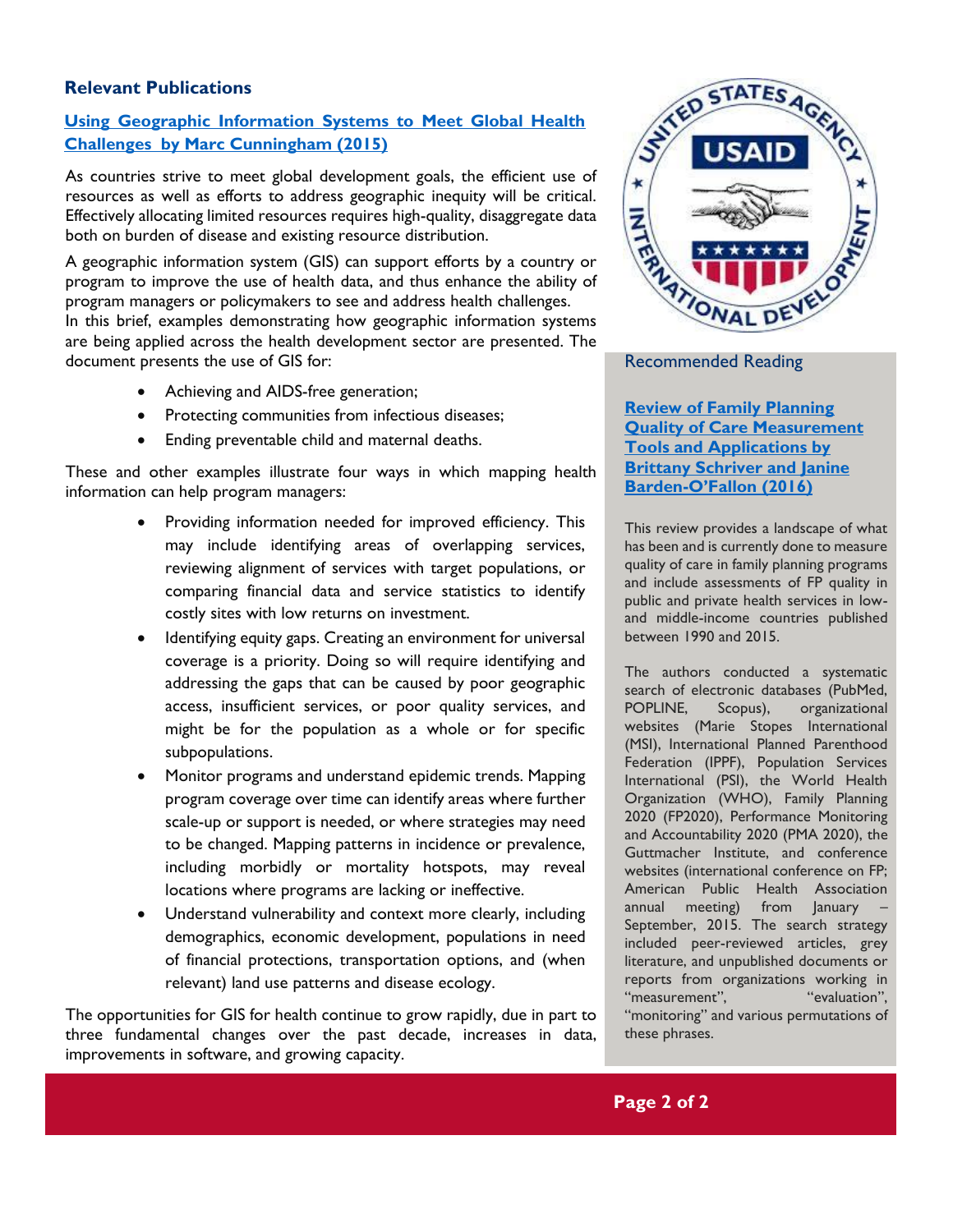## Relevant Publications

### [Using Geographic Information Systems to Meet Global Health Challenges by Marc Cunningham (2015)]

As countries strive to meet global development goals, the efficient use of resources as well as efforts to address geographic inequity will be critical. Effectively allocating limited resources requires high-quality, disaggregate data both on burden of disease and existing resource distribution.

A geographic information system (GIS) can support efforts by a country or program to improve the use of health data, and thus enhance the ability of program managers or policymakers to see and address health challenges. In this brief, examples demonstrating how geographic information systems are being applied across the health development sector are presented. The document presents the use of GIS for:

- Achieving and AIDS-free generation;
- Protecting communities from infectious diseases;
- Ending preventable child and maternal deaths.

These and other examples illustrate four ways in which mapping health information can help program managers:

- Providing information needed for improved efficiency. This may include identifying areas of overlapping services, reviewing alignment of services with target populations, or comparing financial data and service statistics to identify costly sites with low returns on investment.
- Identifying equity gaps. Creating an environment for universal coverage is a priority. Doing so will require identifying and addressing the gaps that can be caused by poor geographic access, insufficient services, or poor quality services, and might be for the population as a whole or for specific subpopulations.
- Monitor programs and understand epidemic trends. Mapping program coverage over time can identify areas where further scale-up or support is needed, or where strategies may need to be changed. Mapping patterns in incidence or prevalence, including morbidly or mortality hotspots, may reveal locations where programs are lacking or ineffective.
- Understand vulnerability and context more clearly, including demographics, economic development, populations in need of financial protections, transportation options, and (when relevant) land use patterns and disease ecology.

The opportunities for GIS for health continue to grow rapidly, due in part to three fundamental changes over the past decade, increases in data, improvements in software, and growing capacity.

## Recommended Reading

### Review of Family Planning Quality of Care Measurement Tools and Applications by Brittany Schriver and Janine Barden-O'Fallon (2016)

This review provides a landscape of what has been and is currently done to measure quality of care in family planning programs and include assessments of FP quality in public and private health services in low- and middle-income countries published between 1990 and 2015.

The authors conducted a systematic search of electronic databases (PubMed, POPLINE, Scopus), organizational websites (Marie Stopes International (MSI), International Planned Parenthood Federation (IPPF), Population Services International (PSI), the World Health Organization (WHO), Family Planning 2020 (FP2020), Performance Monitoring and Accountability 2020 (PMA 2020), the Guttmacher Institute, and conference websites (international conference on FP; American Public Health Association annual meeting) from January – September, 2015. The search strategy included peer-reviewed articles, grey literature, and unpublished documents or reports from organizations working in "measurement", "evaluation", "monitoring" and various permutations of these phrases.